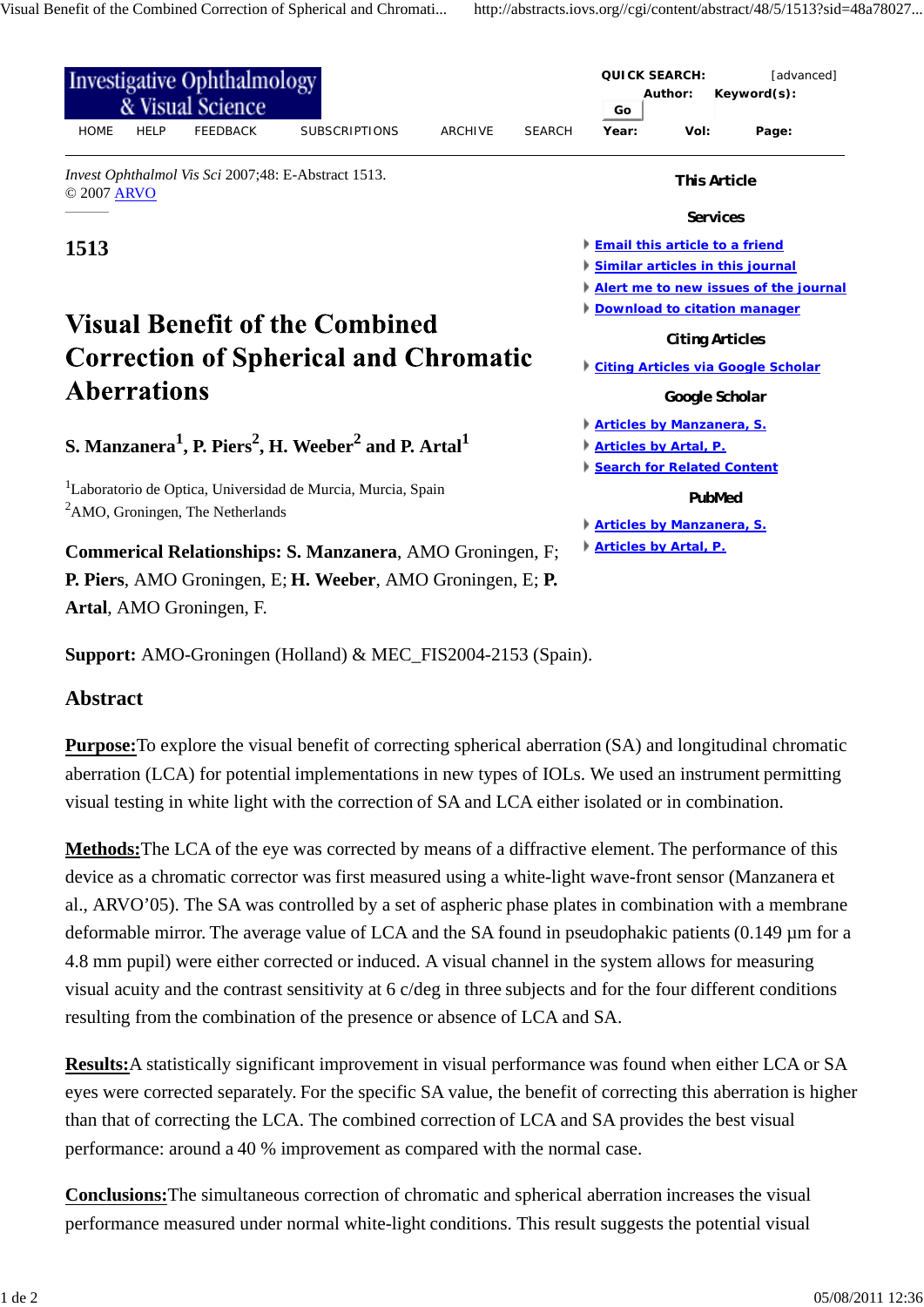*Invest Ophthalmol Vis Sci* 2007;48: E-Abstract 1513.
© 2007 ARVO

## 1513

# Visual Benefit of the Combined Correction of Spherical and Chromatic Aberrations

**S. Manzanera[1], P. Piers[2], H. Weeber[2] and P. Artal[1]**

[1]Laboratorio de Optica, Universidad de Murcia, Murcia, Spain
[2]AMO, Groningen, The Netherlands

**Commerical Relationships: S. Manzanera**, AMO Groningen, F; **P. Piers**, AMO Groningen, E; **H. Weeber**, AMO Groningen, E; **P. Artal**, AMO Groningen, F.

**Support:** AMO-Groningen (Holland) & MEC_FIS2004-2153 (Spain).

## Abstract

**Purpose:** To explore the visual benefit of correcting spherical aberration (SA) and longitudinal chromatic aberration (LCA) for potential implementations in new types of IOLs. We used an instrument permitting visual testing in white light with the correction of SA and LCA either isolated or in combination.

**Methods:** The LCA of the eye was corrected by means of a diffractive element. The performance of this device as a chromatic corrector was first measured using a white-light wave-front sensor (Manzanera et al., ARVO'05). The SA was controlled by a set of aspheric phase plates in combination with a membrane deformable mirror. The average value of LCA and the SA found in pseudophakic patients (0.149 µm for a 4.8 mm pupil) were either corrected or induced. A visual channel in the system allows for measuring visual acuity and the contrast sensitivity at 6 c/deg in three subjects and for the four different conditions resulting from the combination of the presence or absence of LCA and SA.

**Results:** A statistically significant improvement in visual performance was found when either LCA or SA eyes were corrected separately. For the specific SA value, the benefit of correcting this aberration is higher than that of correcting the LCA. The combined correction of LCA and SA provides the best visual performance: around a 40 % improvement as compared with the normal case.

**Conclusions:** The simultaneous correction of chromatic and spherical aberration increases the visual performance measured under normal white-light conditions. This result suggests the potential visual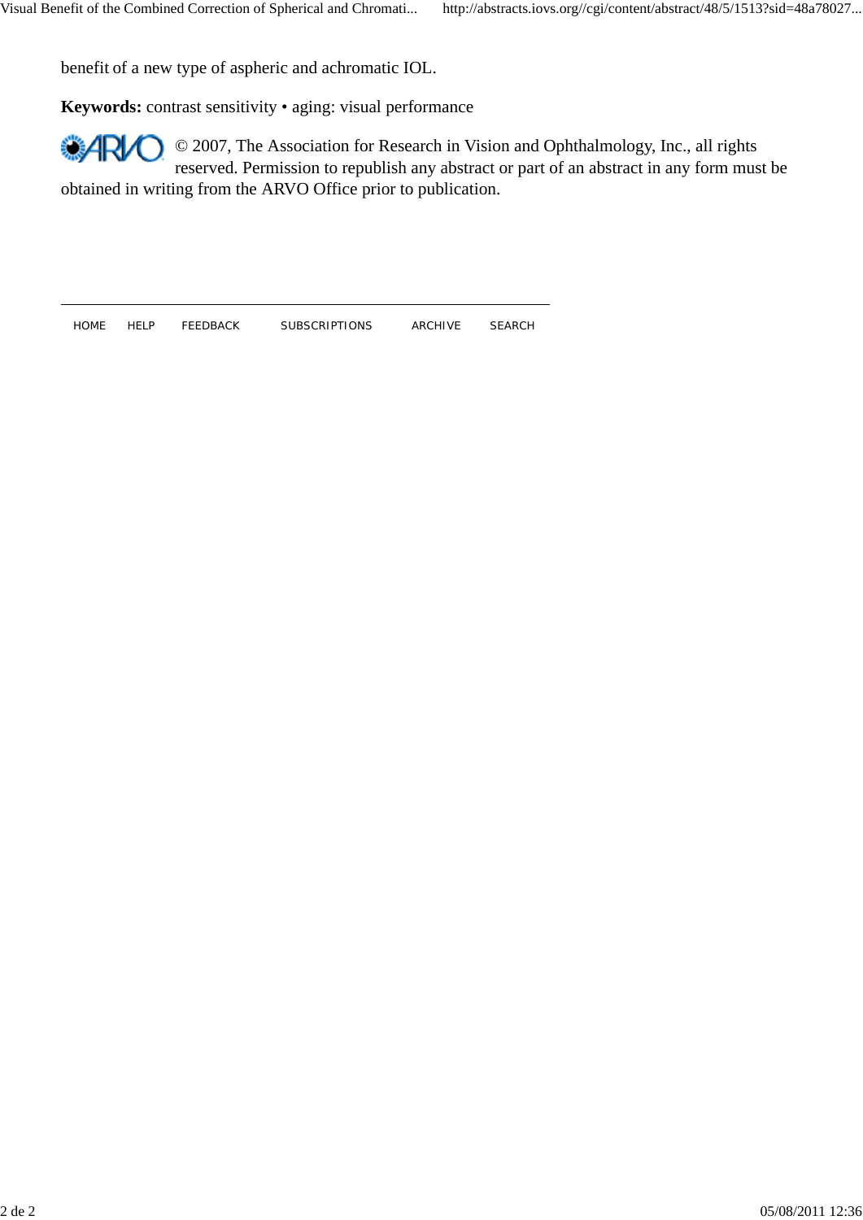benefit of a new type of aspheric and achromatic IOL.

**Keywords:** contrast sensitivity • aging: visual performance

© 2007, The Association for Research in Vision and Ophthalmology, Inc., all rights reserved. Permission to republish any abstract or part of an abstract in any form must be obtained in writing from the ARVO Office prior to publication.

HOME HELP FEEDBACK SUBSCRIPTIONS ARCHIVE SEARCH